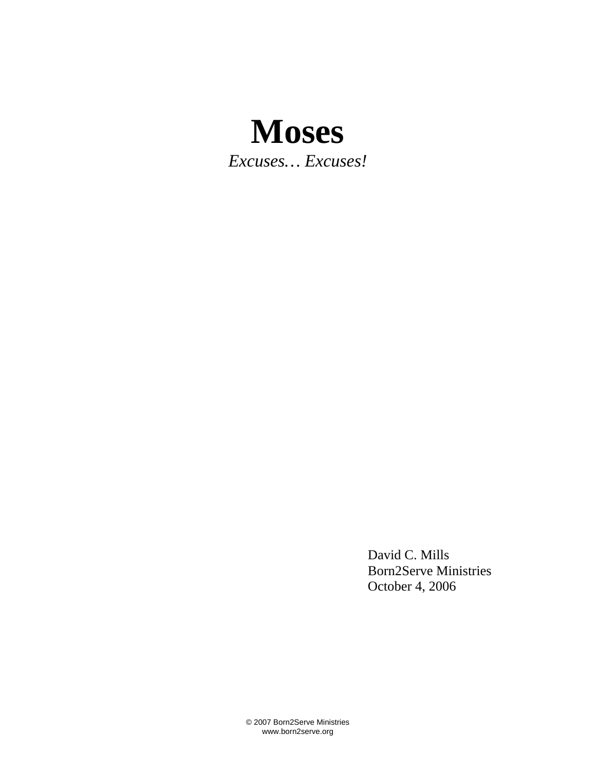# Moses

*Excuses… Excuses!*

David C. Mills
Born2Serve Ministries
October 4, 2006

© 2007 Born2Serve Ministries
www.born2serve.org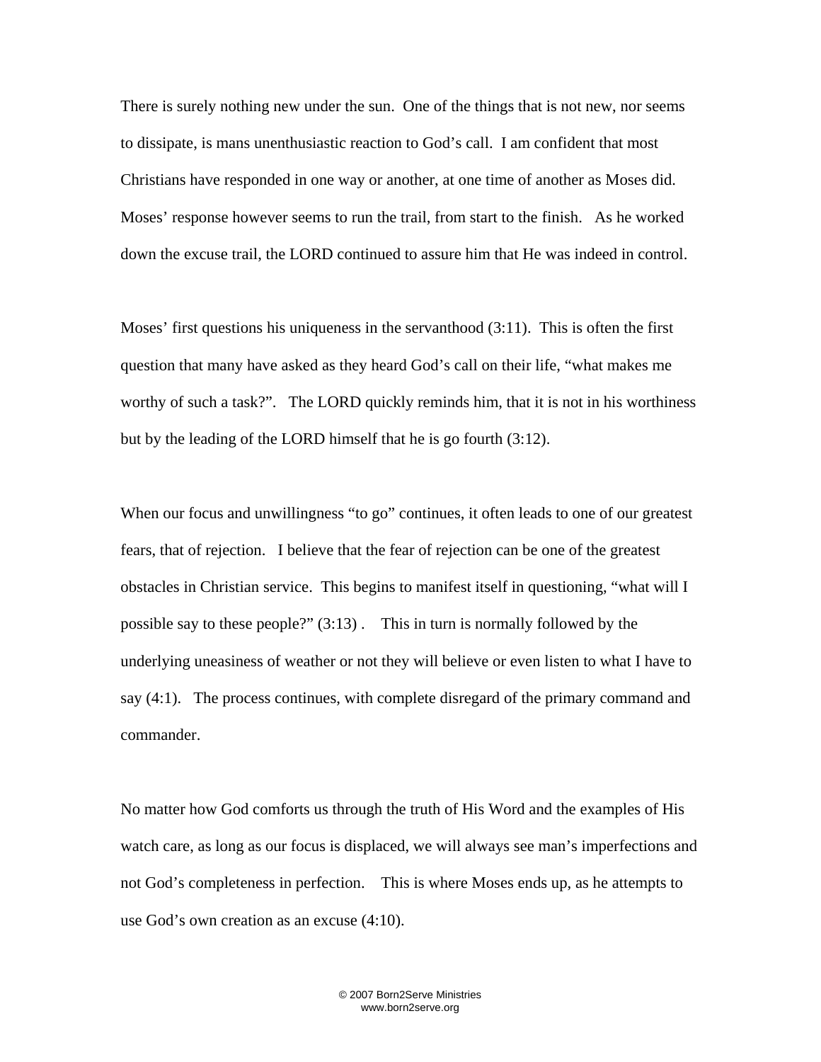There is surely nothing new under the sun. One of the things that is not new, nor seems to dissipate, is mans unenthusiastic reaction to God's call. I am confident that most Christians have responded in one way or another, at one time of another as Moses did. Moses' response however seems to run the trail, from start to the finish. As he worked down the excuse trail, the LORD continued to assure him that He was indeed in control.

Moses' first questions his uniqueness in the servanthood (3:11). This is often the first question that many have asked as they heard God's call on their life, "what makes me worthy of such a task?". The LORD quickly reminds him, that it is not in his worthiness but by the leading of the LORD himself that he is go fourth (3:12).

When our focus and unwillingness "to go" continues, it often leads to one of our greatest fears, that of rejection. I believe that the fear of rejection can be one of the greatest obstacles in Christian service. This begins to manifest itself in questioning, "what will I possible say to these people?" (3:13) . This in turn is normally followed by the underlying uneasiness of weather or not they will believe or even listen to what I have to say (4:1). The process continues, with complete disregard of the primary command and commander.

No matter how God comforts us through the truth of His Word and the examples of His watch care, as long as our focus is displaced, we will always see man's imperfections and not God's completeness in perfection. This is where Moses ends up, as he attempts to use God's own creation as an excuse (4:10).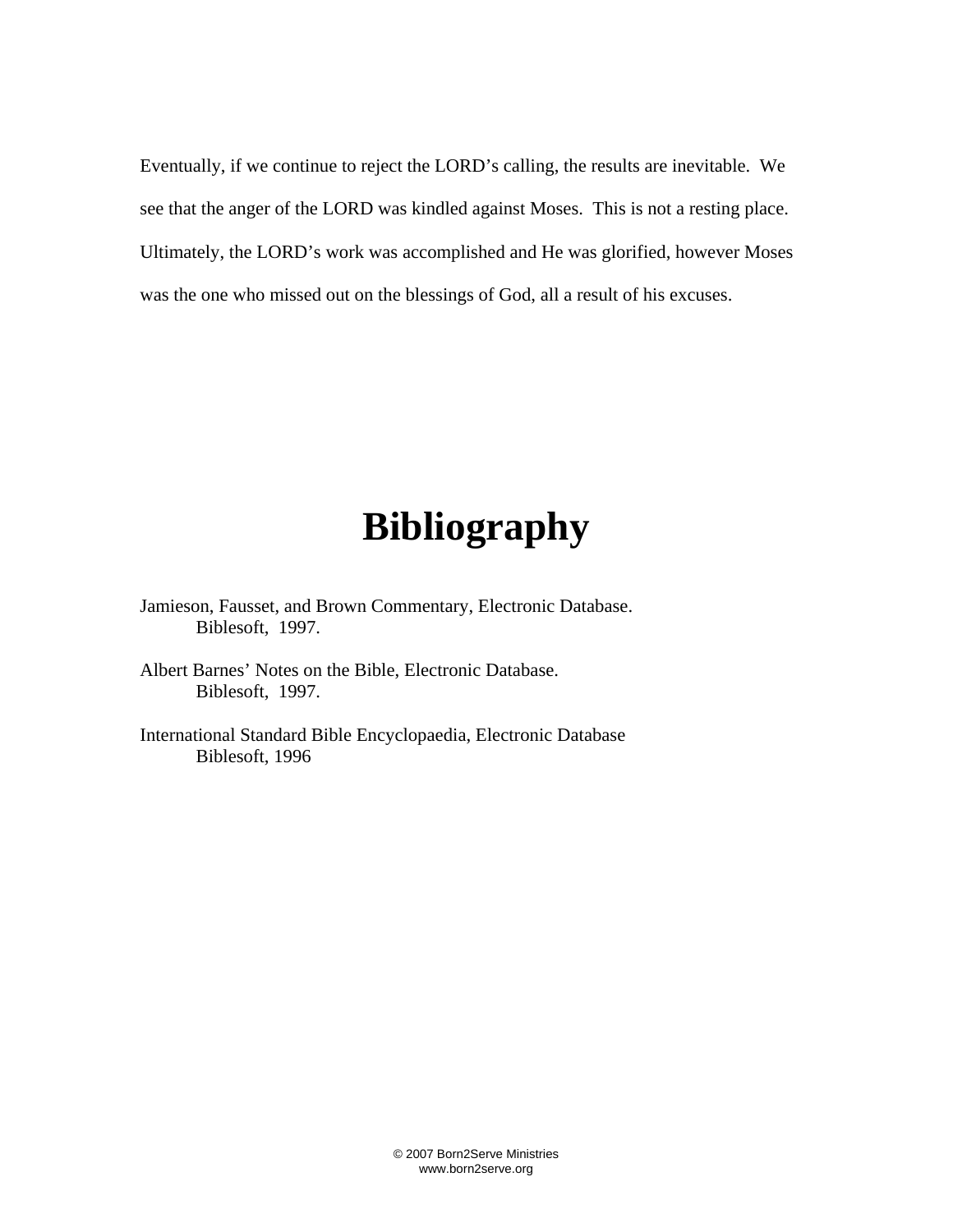Eventually, if we continue to reject the LORD's calling, the results are inevitable. We see that the anger of the LORD was kindled against Moses. This is not a resting place. Ultimately, the LORD's work was accomplished and He was glorified, however Moses was the one who missed out on the blessings of God, all a result of his excuses.

# Bibliography

Jamieson, Fausset, and Brown Commentary, Electronic Database.
Biblesoft, 1997.

Albert Barnes' Notes on the Bible, Electronic Database.
Biblesoft, 1997.

International Standard Bible Encyclopaedia, Electronic Database
Biblesoft, 1996

© 2007 Born2Serve Ministries
www.born2serve.org